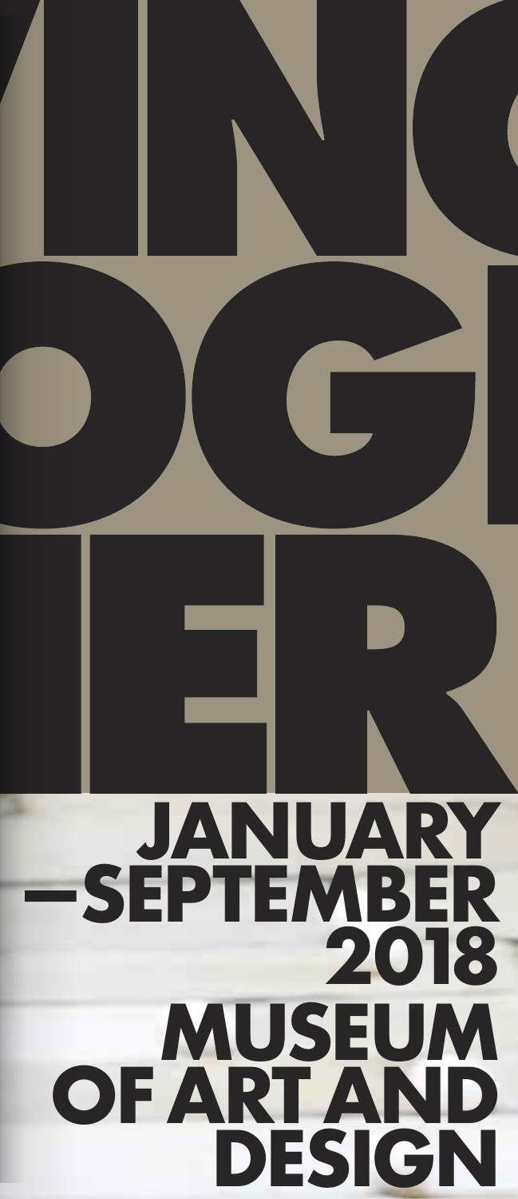VING
OGI
IER

**JANUARY —SEPTEMBER 2018**

**MUSEUM OF ART AND DESIGN**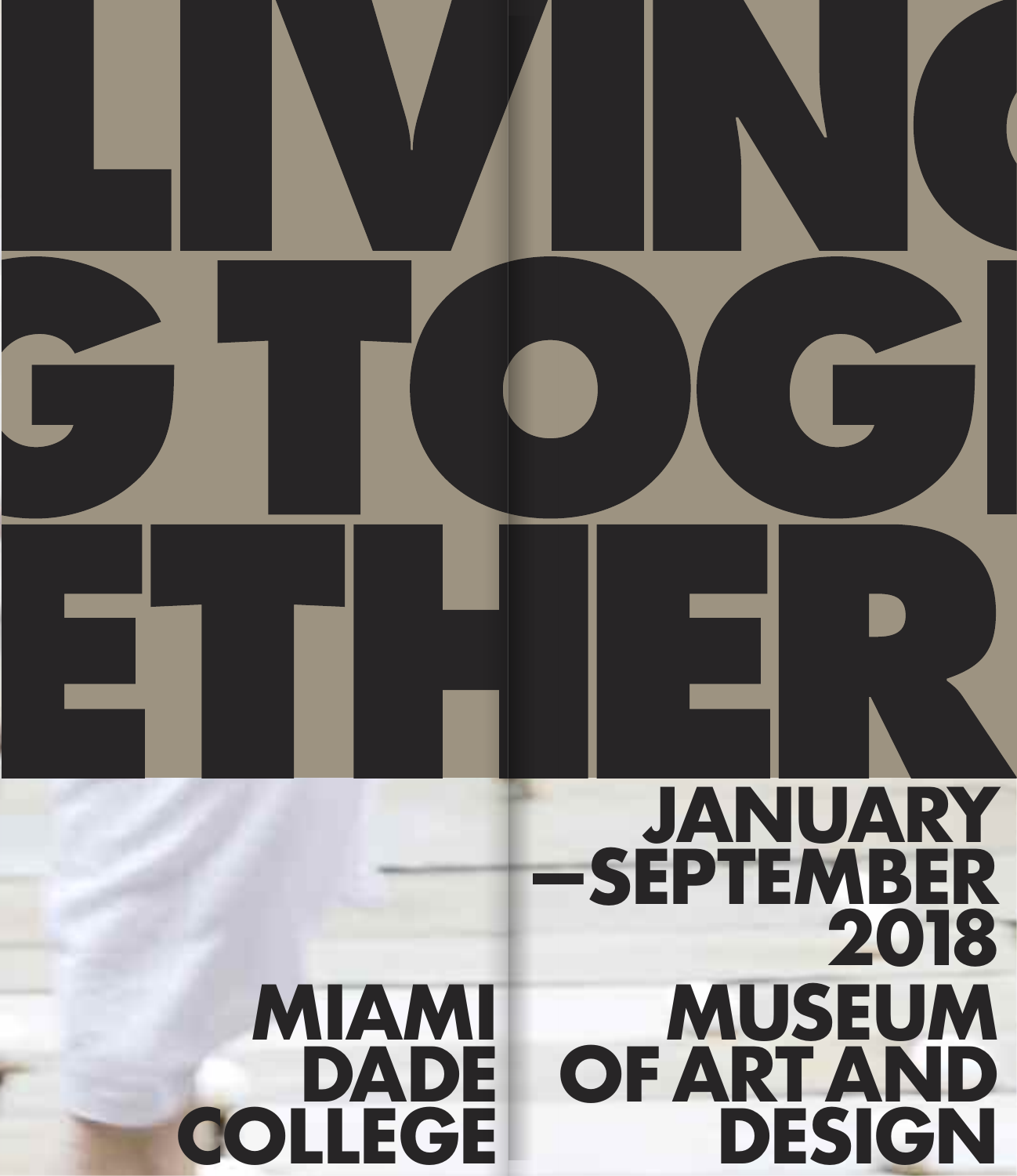# LIVING TOGETHER

**JANUARY –SEPTEMBER 2018**

**MIAMI DADE COLLEGE**

**MUSEUM OF ART AND DESIGN**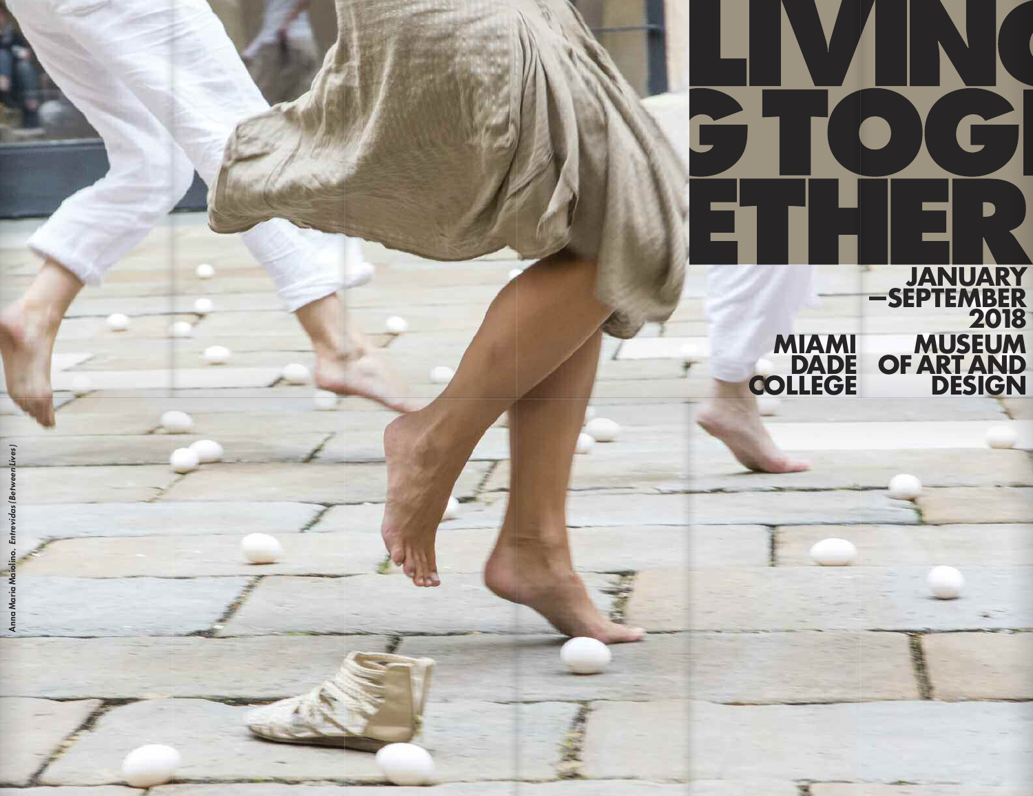# LIVING TOGETHER

JANUARY—SEPTEMBER 2018

MIAMI DADE COLLEGE

MUSEUM OF ART AND DESIGN

Anna Maria Maiolino. *Entrevidas (Between Lives)*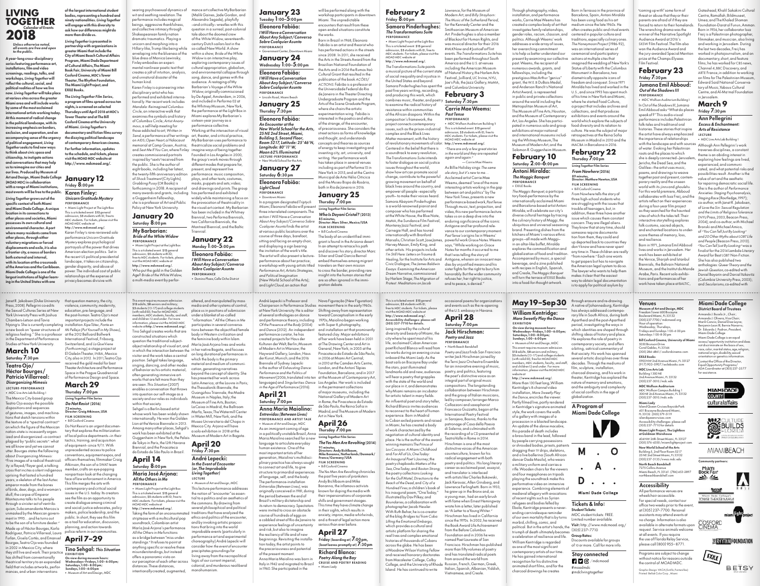# LIVING TOGETHER 2018

Calendar of Events

*Unless otherwise noted, all events are free and open to the public.*

**A year-long cross-disciplinary series featuring performance art, installations, film and video screenings, readings, talks, and workshops, *Living Together* will reflect the cultural, social, and political realities of how we live now. *Living Together* will take place at various sites across the greater Miami area and will include works by some of the most acclaimed international artists working today. At this moment of radical change in the political landscape, with its increasing emphasis on borders, exclusion, and separation, and an accompanying sense of the urgency of political engagement, *Living Together* seeks to find new ways to think about civic space and citizenship, to instigate actions and conversations that may help us to reimagine our cities and our lives. Produced by Museum of Art and Design, Miami Dade College (MOAD MDC) in collaboration with a range of Miami institutions, most events will be free to the public.**

*Living Together* grows out of the specific context of both Miami and Miami Dade College. A unique location in its connections to other places and societies, Miami possesses its own cultural and environmental character. A port where many residents came from other places, through either voluntary migrations or forced displacements and exile, it is also a frontier city, a nexus of borders both external and internal, with its location at the crossroads of the Americas and the Caribbean. Miami Dade College is one of the largest institutions of higher learning in the United States with one of the largest international student bodies, representing a hundred and ninety nationalities. *Living Together* will engage with this diversity to ask how our differences might do more than divide us.

*Living Together* is presented in partnership with organizations in greater Miami that include the City of Miami Beach Cultural Affairs Program, Miami Dade Department of Cultural Affairs, The Miami Book Fair, University of Miami Bill Cosford Cinema, MDC's Tower Theater, The Rhythm Foundation, The Miami Light Project, and EXILE Books.

The *Living Together Film Series*, a program of films spread across ten nights, is screened on selected Thursdays until April 2018 at MDC's Tower Theater and at The Bill Cosford Cinema at the University of Miami. *Living Together*'s documentary and fiction films survey the dizzying political landscape of contemporary American cinema.

For further information, updates to the schedule, and tickets, please visit the MOAD MDC website at http://www.mdcmoad.org/.

## January 12
**Friday 8:00 pm**

### Karen Finley: *Unicorn Gratitude Mystery*

**PERFORMANCE**

• Miami Light Project at The Light Box
This is a ticketed event. $15 general admission, $5 students with ID, free to MDC students. For tickets, please visit the MOAD MDC website at http://www.mdcmoad.org/.

Karen Finley's rave-reviewed solo performance *Unicorn Gratitude Mystery* explores psychological portrayals of the power that drives American election politics. Set in the recent US political presidential landscape, it takes on citizenship, gender disparity, and abuse of power. The individual cost of public relationships at the expense of privacy becomes divisive with searing psychosexual dynamics of wit and seething revelation. The performance includes magical beings, aggressive thankfulness, and collective intimacy through Shakespearean family nation dramatic traumatics. Playing a unicorn and morphing into a Hillary-like, Trump-like being while enveloping into the blueness of the blue dress of Monica Lewinsky, Finley embodies an experimental nonlinear poetic text that creates a jolt of intuition, analysis, and emotional disaster of the human kind.

Karen Finley is a pioneering interdisciplinary artist who has performed and exhibited internationally. Her recent work includes *Mandala: Reimagined Columbus Circle*, an interactive walk that examines the symbols and history of Columbus Circle; *Artist Anonymous*, a self-help meeting for those addicted to art; *Written in Sand*, a performance of her writings on AIDS; *Open Heart*, a Holocaust memorial at Camp Gusen, Austria; and *Sext Me If You Can*, where Finley creates commissioned portraits inspired by "sexts" received from the public. She is the author of eight books, including her latest, the twenty-fifth anniversary edition of *Shock Treatment* (City Lights). *Grabbing Pussy* (OR Books) is forthcoming in 2018. A recipient of many awards and grants, including a Guggenheim Fellowship, she is a professor of Art and Public Policy at New York University.

## January 20
**Saturday 8:00 pm**

### My Barbarian: *Bride of the White Widow*

**PERFORMANCE**

• Miami Light Project at The Light Box
This is a ticketed event. $15 general admission, $5 students with ID, free to MDC students. For tickets, please visit the MOAD MDC website at http://www.mdcmoad.org/.

Who put the gold in the Golden Age? *Bride of the White Widow*, a multi-media event by performance art collective My Barbarian (Malik Gaines, Jade Gordon, and Alexandro Segade), playfully—and critically—wrestles with this question in a surreal, post-colonial tale about the doomed crew of *the White Widow*, seventeenth-century Dutch sailors lost in the so-called New World. A show within a show, *Bride of the White Widow* is an interactive play, exploring contemporary issues of cultural appropriation, globalism, and environmental collapse through song, dance, and games with the audience. A restaging of My Barbarian's *Voyage of the White Widow*, originally commissioned by De Appel, Amsterdam, in 2006, and included in Performa 07 at the Whitney Museum, New York, the performance at the Light Box in Miami explores My Barbarian's sixteen-year journey as a performance collective.

Working at the intersection of visual art, theater, and critical practice, My Barbarian uses performance to theatricalize social problems and imagine ways of being together. Founded in Los Angeles in 2000, the group's work moves through different modes that prepare for, present, and represent live performance: music composition, plays, and other texts, costumes, masks, puppets and sets, video; and drawings and prints. The group has performed and exhibited widely while maintaining a focus on the provocation of theatricality in the visual-art context. My Barbarian has been included in the Whitney Biennial, two Performa Biennials, two California Biennials, the Montreal Biennial, and the Baltic Triennial.

## January 22
**Monday 1:00–5:00 pm**

### Eleonora Fabião: *I Will Have a Conversation About Any Subject/Converso Sobre Cualquier Asunto*

**PERFORMANCE**

• Domino Plaza, Calle Ocho District

## January 23
**Tuesday 1:00–5:00 pm**

### Eleonora Fabião: *I Will Have a Conversation About Any Subject/Converso Sobre Cualquier Asunto*

**PERFORMANCE**

• Government Center, Downtown Miami

## January 24
**Wednesday 1:00–5:00 pm**

### Eleonora Fabião: *I Will Have a Conversation About Any Subject/Converso Sobre Cualquier Asunto*

**PERFORMANCE**

• Lincoln Road, Miami Beach

## January 25
**Thursday 7:30 pm**

### Eleonora Fabião: *An Encounter at the New World School for the Arts, 25 NE 2nd Street, Miami, Building 5, Second Floor, Room 5217, Latitude: 25°46'N, Longitude: 80°11'W, Moon 62% Illuminated*

**LECTURE-PERFORMANCE**

• New World School for the Arts

## January 27
**Saturday 6:30 pm**

### Eleonora Fabião: *Light Cloud*

**PERFORMANCE**

• Downtown Miami

In a program designated *Triptych Miami*, Eleonora Fabião will present three interrelated components. The action *I Will Have a Conversation About Any Subject/Converso Sobre Cualquier Asunto* finds the artist at various public locations over the course of three days, barefoot, sitting and facing an empty chair, and displaying a sign bearing the invitation of the work's title. The artist will also present a lecture-performance about her practice, a workshop with young artists titled *Performance Art, Artistic Strategies, and Political Implications* (New World School of the Arts), and *Light Cloud*, an action that will be performed along with the workshop participants in downtown Miami. The unpredictable encounters that result from these open-ended situations constitute the works.

Born in Brazil in 1968, Eleonora Fabião is an artist and theorist who has performed actions in the streets since 2008. In 2011, she received the Arts in the Streets Award from the Brazilian National Foundation of the Arts and in 2014 the Rumos Itaú Cultural Grant that resulted in the publication of the book *ACOES/ACTIONS*. Fabião is a professor at the Universidade Federal do Rio de Janeiro in the Theater Directing Undergraduate Program and the Arts of the Scene Graduate Program, where she chairs the artistic experimentation wing. Fabião is interested in the poetics and ethics of the strange, of the encounter, of precariousness. She considers the street actions as forms of knowledge and thought, and understands concepts and theories as sources of energy to keep investigating and inventing city, art, university, and writing. Her performance work has taken place in several locations including as part of Performa 15 in New York in 2015, and at the Centro Municipal de Arte Hélio Oiticica and the Museu Bispo do Rosário, both in Rio de Janeiro in 2016.

## January 25
**Thursday 7:00 pm**

**Living Together Film Series**

### *Who Is Dayani Cristal?* (2013)

**85 minutes,**
**Director: Marc Silver, Mexico/USA**

**FILM SCREENING**

• Bill Cosford Cinema

The body of an unidentified immigrant is found in the Arizona desert. In an attempt to retrace his path and discover his story, director Marc Silver and Gael García Bernal embed themselves among migrant travelers on their own mission to cross the border, providing rare insight into the human stories that are so often ignored in the immigration debate.

## February 2
**Friday 8:00 pm**

### Samora Pinderhughes: *The Transformations Suite*

**PERFORMANCE**

• Miami Light Project at the Light Box
This is a ticketed event. $15 general admission, $5 students with ID, free to MDC students. For tickets, please visit the MOAD MDC website at http://www.mdcmoad.org/.

*The Transformations Suite* paints a musical picture of the current state of social inequality and injustice in the United States and beyond. Samora Pinderhughes has spent the past five years writing, recording, and producing this work, which combines music, theater, and poetry to examine the radical history of resistance within communities of the African diaspora. Within the composition's framework, the project connects contemporary issues, such as the prison-industrial complex and the Black Lives Matter movement, with the history of revolutionary movements of color. Centered in the belief that there is a soundtrack to every revolution, *The Transformations Suite* intends to foster dialogue on social-justice issues throughout the world, show how art can promote social change, contribute to the powerful growing movement on behalf of black lives around the country, and empower all people—especially youth—to make their voices heard. Samora Abayomi Pinderhughes is a world-renowned pianist and composer who has performed at the White House, the Blue Note, MoMA, the Sundance Film Festival, Monterey Jazz Festival, and Carnegie Hall, and has toured internationally with Branford Marsalis, Christian Scott, Jose James, Harvey Mason, Emily King, and other artists. His projects include *I'm Still Here: Letters on Trauma & Healing*, for the Institute for Arts and Civic Dialogue; *The James Baldwin Essays: Examining the American Dream Narrative*, commissioned by Harlem Stage; *The Migration of Protest: Meditations on Jacob Lawrence*, for the Museum of Modern Art; and *Billy Strayhorn: "The Music of the Sutherland Period,"* for the Kennedy Center and the Smithsonian Museum of American Art. Pinderhughes is also a member of Blackout for Human Rights, and was musical director for their 2016 #MLKNow and #JusticeForFlint events. *The Transformations Suite* has been performed throughout South America and the U.S. at venues including the American Museum of Natural History, the Harlem Arts Festival, Juilliard, UC Irvine, NYU, Joe's Pub, the Jazz Gallery, MoMA, and Columbia University.

## February 3
**Saturday 7:30 pm**

### Carrie Mae Weems: *Past Tense*

**PERFORMANCE**

• MDC Wolfson Auditorium Building 1
This is a ticketed event. $15 general admission, $5 students with ID, free to MDC students. For tickets, please visit the MOAD MDC website at http://www.mdcmoad.org/.

*"There are only a few great stories in the world and they are repeated again and again."*
—Carrie Mae Weems

As Billie Holiday sings *The same ole story, but it's new to me...* Acclaimed artist Carrie Mae Weems, deemed "one of the more interesting artists working in the gap between art and politics" by *The New York Times*, presents a new performance-based work, *Past Tense*. Through music, text, projection, and video, this new performance-lecture takes us on a deep dive into the enduring significance of the iconic Antigone and her profound relevance to our contemporary moment. *Past Tense*'s origins lie in Weems' powerful work *Grace Notes*. Weems says, "While working on *Grace Notes* for months it occurred to me that I was telling the story of Antigone, wherein an innocent man dies by unjustified means and his sister fights for the right to bury him honorably. But the wider community refuses her; her right to justice, and to peace, is denied."

Through photography, video, installation, and performance works, Carrie Mae Weems has created a complex body of art that investigates family relationships, gender roles, racism, classism, and politics. Although Weems' work addresses a wide array of issues, her overarching commitment is to help us better understand our present by examining our collective past. Weems, the recipient of numerous awards, grants, and fellowships, including the prestigious MacArthur "genius" grant, the W.E.B DuBois Medal, and Anderson Ranch's National Artist Award, is represented in public and private collections around the world including the Metropolitan Museum of Art, The Museum of Fine Arts, Houston, and the Museum of Contemporary Art, Los Angeles. She has participated in numerous solo and group exhibitions at major national and international museums including the Whitney Museum, The Museum of Modern Art, and the Solomon R. Guggenheim Museum.

## February 10
**Saturday 2:00–6:00 pm**

### Antoni Miralda: *The Maggic Banquet*

**PERFORMANCE**

• EXILE Books

*The Maggic Banquet*, a participatory food performance by the internationally acclaimed Miami and Barcelona-based artist Antoni Miralda, will celebrate our city's diverse cultural heritage by tracing the culinary history of Maggi, the ubiquitous and universal seasoning brand. Presenting dishes from the kitchens of Miami's various ethnic groups—all made with Maggi—in an altar-like buffet, Miralda explores the commodification and globalization of food and tradition. Accompanied by music, a special beverage, and a zine published with recipes in English, Spanish, and Creole, *The Maggic Banquet* will turn the terrace of EXILE Books into a food-for-thought artwork.

Born in Terrassa in the province of Barcelona, Spain, Antoni Miralda has been using food as his art medium since the late 1960s. He often creates public and ritual events centered in popular culture and traditions, especially culinary ones. *The Honeymoon Project* (1986-92), was an international series of ceremonial and participatory actions at multiple sites that imagined the wedding of New York's Statue of Liberty with the Columbus Monument in Barcelona, two dramatically opposite icons of freedom and conquest. Since 1971 Miralda has lived and worked in the U.S., and since 1993 has spent much of his time in New York and Miami, where he started Food Culture, a project that includes archives and collections, and that produces exhibitions and events around the world which explore the subjects of food diversity and its relation to culture. He was the subject of major retrospectives at the Reina Sofia Museum in Madrid in 2010 and the MACBA in Barcelona in 2016.

## February 22
**Thursday 7:00 pm**

**Living Together Film Series**

### *From Nowhere* (2016)

**89 minutes,**
**Director: Matthew Newton, USA**

**FILM SCREENING**

• Bill Cosford Cinema

*From Nowhere* tells the story of three high-school students who are struggling with the issues that trouble all teenagers, but, in addition, these three have another issue which causes them constant concern: They are illegal aliens. They know that at any time, should someone require documentation from them, they could end up deported back to countries they don't know and have never spent any time in. These children are really "from nowhere." Each one wants to get papers but has to navigate the American legal system to do so. The lawyer who wants to help them makes it clear that the easiest way to obtain legal documentation is to apply for political asylum by "coming up with" some form of threat or abuse that they or their parents are afraid of if they are forced to return to their homelands. The wrenching drama was the winner of the Narrative Spotlight Audience Award at 2016's SXSW Film Festival. The film also won the Audience Award and the jury-awarded Special Mention prize at the Champs-Elysees Film Festival.

## February 23
**Friday 7:30 pm**

### Jumana Emil Abboud: *Out of the Shadows III*

**PERFORMANCE**

• MDC Wolfson Auditorium Building 1

In *Out of the Shadows III*, Jumana Emil Abboud asks "What do places speak of?" This audio-visual performance includes Palestinian folk-tales and traditional oral histories. These stories that inspire the artist have always emphasized the importance of relationships with the landscape and with sources of water. Evoking her Palestinian roots and the places to which she is deeply connected—Jerusalem, Jericho, the Dead Sea, and the Galilee—the artist uses music, poems, and drawings to weave together past and present, contemporary reality and the unseen world with its *jinns* and *ghouleh*s. For this world premiere, Abboud collaborates with Issa Freij, and the artists reflect on their experiences during a four-year film project as they searched for the haunted sites of which the tales tell. Their interactive storytelling explores folk customs, sacred objects, and enchanted locations to underscore themes of memory, loss, and resilience.

Born in 1971, Jumana Emil Abboud lives and works in Jerusalem. Her work has been exhibited at the Venice, Sharjah and Istanbul Biennials, the Bahrain National Museum, and the Institut du Monde Arabe, Paris. Recent solo exhibitions and performances of her work have taken place at BALTIC, Gateshead; Khalil Sakakini Cultural Centre, Ramallah; Bildmuseet, Umea; and The Khaled Shoman Foundation-Darat al Funun, Amman. Born in 1956, her collaborator Issa Freij is a Palestinian photographer, filmmaker, and musician, also living and working in Jerusalem. During the last two decades, Freij has worked in photojournalism, and on documentary, short, and feature films; he has worked for CBS news, Channel 4, BBC Discovery, and ARTE France, in addition to working on films for The Palestinian Museum, Edward Said National Conservatory of Music, Yabous Cultural Centre, and Al-Ma'mal Foundation in Jerusalem.

## March 9
**Friday 7:30 pm**

### Ann Pellegrini: *Excess & Enchantment: Arts of Resistance*

**LECTURE**

• MDC Live Arts Lab Building 1

Although Ann Pellegrini's work traverses disciplines, a constant theme is an abiding interest in exploring how feelings are lived, experienced, and communicated, and what potential risks and possibilities result. Another is the value of art and the aesthetic for repairing democratic social life. She is the author of *Performance Anxieties: Staging Psychoanalysis, Staging Race* (Routledge, 1997); co-author, with Janet R. Jakobsen, of *Love the Sin: Sexual Regulation and the Limits of Religious Tolerance* (NYU Press, 2003; Beacon Press, 2004); and co-author, with Michael Bronski and Michael Amico, of *"You Can Tell Just By Looking" and 20 Other Myths about LGBT Life and People* (Beacon Press, 2013). *"You Can Tell Just By Looking"* was a finalist for the 2014 Lambda Literary Award for Best LGBT Non-Fiction. She has also published two anthologies: *Queer Theory and the Jewish Question*, co-edited with Daniel Boyarin and Daniel Itzkovitz (Columbia University Press, 2003); and *Secularisms*, co-edited with Janet R. Jakobsen (Duke University Press, 2008). Pellegrini co-edits the Sexual Cultures Series at New York University Press with Joshua Chambers-Letson and Tavia Nyong'o. She is currently completing a new book on "queer structures of religious feeling." She is a professor in the Department of Performance Studies at New York University.

## March 10
**Saturday 7:30 pm**

### Teatro Ojo/Héctor Bourges/Patricio Villarreal: *Disorganizing Mimesis*

**LECTURE-PERFORMANCE**

• MDC Live Arts Lab Building 1

The Mexico City-based group Teatro Ojo essays the possible dispositions and sequences of gestures, images, and machinations that sketch tensions within the texture of a "spectral contract" on which the figure of the Mexican nation-state is incessantly organized and disorganized—a contract plagued by "public secrets": what we all know and yet we cannot utter. Bourges states the following about *Disorganizing Mimesis*: "Five images of a radical historicity: a flayed/flayer god; a talking cross that incites a silent indigenous uprising that lasted a hundred years; a skeleton of the last Aztec emperor made from the bones of birds, deer, dogs, and a woman's skull; the corpse of Emperor Montezuma talks to his people through a sinister act of ventriloquism; Subcomandante Marcos is unmasked by the Mexican government in 1995... and he turns out to be the son of a furniture dealer."

Made up of Héctor Bourges, Karla Rodriguez, Patricio Villarreal, Laura Furlan, Gisela Cortés, and Emmanuel Bourges, Teatro Ojo was founded in 2002 in Mexico City, where they still live and work. Their practice has shifted from conventionally theatrical territory to an expanded field that includes artworks, performances, and urban interventions that question memory, the city, violence, community, modernity, education, pre-language, and the post-human. Teatro Ojo's most important projects include the installation *Vaya Silao, Ponte en Mi Pelleja (Put Yourself in My Shoes)*, at the 2012 Bellwald Bellwerk International Festival, Fribourg, Switzerland, and *Lo Que Viene (Forthcoming)*, a stage project at El Galeón Theater, INBA, Mexico City, also in 2012. In 2011, Teatro Ojo received the gold medal for best Theater Architecture and Performance Space in the Prague Quadrennial of Performance Design and Space.

## March 29
**Thursday 7:00 pm**

**Living Together Film Series**

### *Do Not Resist* (2016)

**72 minutes,**
**Director: Craig Atkinson, USA**

**FILM SCREENING**

• Bill Cosford Cinema

*Do Not Resist* is an urgent documentary that explores the militarization of local police departments—in their tactics, training, and acquisition of equipment—since 9/11. With unprecedented access to police conventions, equipment expos, and officers themselves, filmmaker Craig Atkinson, the son of a SWAT team member, crafts an eye-popping comparison look at the changing face of law enforcement in America. This film merges the arts with contemporary and critical social issues in the U.S. today. Its creators see the film as an opportunity to create dialogue among criminal and social-justice advocates, policy makers, police leadership, and the public. In short, they see this film as a tool for education, discussion, planning, and action towards police reform in our communities.

## April 7–29

### Tino Sehgal: *This Situation*

**EXHIBITION**

**On view during museum hours: Wednesdays–Fridays, 1:00–6:00 pm; Saturdays, 1:00–8:00 pm; Sundays, 1:00–6:00 pm**
• Museum of Art and Design, MDC

This event requires museum admission $12 adults, $8 seniors and military; $5 students (13–17) and college students (with valid ID), free for MOAD MDC members, MDC students, faculty, and staff, and children 12 and under. For more information, please visit the MOAD MDC website at http://www.mdcmoad.org/.

Tino Sehgal creates works that are constructed situations which question the traditional subject-object relationship of visual art, and in which the interaction between the visitor and the work takes a central position. Sehgal takes language, singing, dancing, and other modes of behavior as his artistic material, often generating immersive artworks that are felt more than they are seen. *This Situation* (2007) enables a conversation that throws into question our self-image as a society and our roles as individuals within that society.

Sehgal is a Berlin-based artist whose work has been widely shown internationally. He won the Golden Lion at the Venice Biennale in 2013. Among many other places, Sehgal's work has been exhibited at the Guggenheim in New York, the Palais de Tokyo in Paris, the 12th Havana Biennial, and the Pinacoteca do Estado de São Paulo in Brazil.

## April 14
**Saturday 8:00 pm**

### María José Arjona: *All the Others in Me*

**PERFORMANCE**

• Miami Light Project at the Light Box
This is a ticketed event. $15 general admission, $5 students with ID, free to MDC students. For tickets, please visit the MOAD MDC website at http://www.mdcmoad.org/.

Taking the form of an unconsummated striptease with a multicultural pop soundtrack, Colombian artist María José Arjona's performance *All the Others in Me* functions as a bridge between "miss-understandings." It refuses to point at anything specific or resolve these misunderstandings, but instead offers a panoramic vista on our perception of each other across distances. These distances, intentionally created, augmented, altered, and manipulated by mass media and other systems of control, place us in positions of submission under a blanket of so-called "information." *All the Others in Me* participates in several conversations between the objectified female body in Western civilization and the feminine body within Islam.

María José Arjona lives and works in her native Bogotá, and focuses on long durational performances in which the body is the primary material and medium of communication, generating narratives beyond the concept of identity. She has presented her work across Latin America; at the Louvre in Paris, the Thessaloniki Biennale, the Guangzhou Triennale, the Madre Museum in Naples, Italy, the Museum of Fine Arts, Boston, La Caixa in Madrid, the Ballroom Marfa, Texas, The Watermill Center in Water Mill, New York, and the Museo Universitario del Chopo in Mexico City. Arjona will have a solo exhibition in 2018 at the Museum of Modern Art in Bogotá.

## April 20
**Friday 7:30 pm**

### André Lepecki: *In the Event of Encounter (or, The Improbable Living Together)*

**LECTURE**

• Museum of Art and Design, MDC

This lecture-performance addresses the notion of "encounter" as essential to a politics and an aesthetics of the commons. By drawing from several philosophical and political traditions that have analyzed the ethics and politics of the encounter, and by invoking artistic propositions that bring into the world improbable events (particularly in performance art and experimental choreography) André Lepecki will consider how *the event of encounter* precipitates groundings for living away from the necropolitical logic of our current imperial, colonial, and murderous neoliberal monohumanism.

André Lepecki is Professor and Chairperson in Performance Studies at New York University. He is editor of several anthologies on dance and performance theory, including *Of the Presence of the Body* (2004) and *Dance* (2012). An independent performance curator, he has created projects for Haus der Kulturen der Welt, Berlin; Museum of Modern Art in Warsaw; the Hayward Gallery, London; Haus der Kunst, Munich; and the 2016 Biennale of Sydney. Lepecki is the author of *Exhausting Dance: Performance and the Politics of Movement* (2006, translated into ten languages) and *Singularities: Dance in the Age of Performance* (2016).

## April 21
**Saturday 7:00 pm**

### Anna Maria Maiolino: *Entrevidas (Between Lives)*

**PERFORMANCE AND ARTIST TALK**

• Museum of Art and Design, MDC

As an immigrant coming of age in a politically unstable Brazil, Anna Maria Maiolino searched for a new language to articulate everyday human existence. One of the most important artists of her generation, Maiolino's multidisciplinary practice has always sought to connect art and life, to give structure to primordial experiences of language, self, and the body. The performance-installation *Entrevidas (Between Lives)*, was originally conceived in 1981, during the period between the end of Brazil's military dictatorship and its return to democracy. Spectators were invited to cross an obstacle course of hundreds of eggs on a cobbled street of Rio de Janeiro to experience feelings of uncertainty and risk, but also to imagine the resiliency of life and of new beginnings. Revisiting the installation today, the artist points to the precariousness and potential of the present moment.

Anna Maria Maiolino was born in Italy in 1942 and migrated to Brazil in 1960. She participated in the movement there in the early 1960s. Shifting away from representation toward Conceptualism in the early 1970s, Maiolino began working with Super 8, photography, and installation art that prominently featured clay. Major exhibitions of her work have been held in 2001 at The Drawing Center and Art in General, New York; in 2005 at the Pinacoteca do Estado de São Paulo; in 2006 at Miami Art Central; in 2010 at the Camden Arts Centre, London, and the Antoni Tàpies Foundation, Barcelona; and in 2017 at the Museum of Contemporary Art, Los Angeles. Her work is included in the permanent collections of major museums, including the National Gallery of Modern Art in Rome, the Pinacoteca do Estado de São Paulo, the Reina Sofia in Madrid, and The Museum of Modern Art in New York.

## April 26
**Thursday 7:30 pm**

**Living Together Film Series**

### *The Yes Men Are Revolting* (2014)

**91 minutes,**
**Directors: Andy Bichlbaum, Mike Bonanno, Netherlands/Denmark/France/Germany/USA**

**FILM SCREENING**

• Bill Cosford Cinema

*The Yes Men Are Revolting* chronicles the past five years of pranksters Andy Bichlbaum and Mike Bonanno, the infamous activists known for duping the media with their impersonations of corporate shills and government stooges. This time they have climate change in their sights, which results in anxiety, improv, media whirlwinds, and a threat of legal action more serious than ever before.

## April 27
**Friday (boarding at) 7:00 pm, (boat leaves promptly at) 7:30 pm**

### Richard Blanco: *Poetry Along the Bay*

**CRUISE AND POETRY READING**

• Miami Lady

This is a ticketed event. $15 general admission, $5 students with ID, free to MDC students. For tickets, please visit the MOAD MDC website at http://www.mdcmoad.org/.
Accessibility challenges: please call (305) 237-7710 for details.

Long inspired by the cultural diversity and beauty of Miami, the city where he spent most of his life, acclaimed Cuban American poet Richard Blanco will read from his works during an evening cruise onboard the Miami Lady. As the boat sails on Biscayne Bay under the stars, past illuminated landmarks old and new, audiences will hear a poetry that grapples with the state of the world and our place in it, and demonstrates why Miami remains an incubator for artistic talent in many fields. An influential poet and story teller, Richard Blanco invites audiences to reconnect to the heart of human experience. Born in Madrid to Cuban exiled parents and raised in Miami, he has created a body of work characterized by the negotiation of cultural identity and place. He is the author of the award-winning memoirs *The Prince of Los Cocuyos: A Miami Childhood* and *For All of Us, One Today: An Inaugural Poet's Journey*; the poetry chapbooks *Matters of the Sea, One Today*, and *Boston Strong*; the poetry collections *Looking for the Gulf Motel*, *Directions to the Beach of the Dead*, and *City of a Hundred Fires*; a children's book of his inaugural poem, "One Today," illustrated by Dav Pilkey; and *Boundaries*, a collaboration with photographer Jacob Hessler. With Ruth Behar, he is co-creator of the blog *Bridges to/from Cuba: Lifting the Emotional Embargo*, which provides a cultural and artistic platform for sharing the real lives and complex emotional histories of thousands of Cubans across the globe. He has been a Woodrow Wilson Visiting Fellow and received honorary doctorates from Macalester College, Colby College, and the University of Rhode Island. He has continued to write occasional poems for organizations and events such as the re-opening of the U.S. embassy in Havana.

## April 28
**Saturday 7:00 pm**

### Jack Hirschman: *Poetry and Jazz*

**PERFORMANCE**

• North Beach Bandshell

*Poetry and Jazz* finds San Francisco writer Jack Hirschman joined by the Terni Jazz Orchestra Ensemble for an innovative evening of music, poetry, and politics, featuring the poet's distinctive voice as an integral part of original music compositions. The longstanding collaboration between Hirschman and the group of Italian musicians, led by composer/arranger Marco Collazzoni and saxophonist Francesco Guzzetta, began at the International Poetry Festival in Sarajevo, Bosnia, thanks to the patronage of Casa della Poesia di Salerno, and culminated with the recording of a CD presented at Teatro Valle in Rome in 2014. Hirschman is one of the most distinctive voices of the American counterculture, known for his radical engagement with both poetry and politics. His long literary career as acclaimed poet, essayist, and translator is interlaced with artists like Charles Bukowski, Jack Kerouac, Allen Ginsberg, and Lawrence Ferlinghetti. Born in 1933, he grew up in the Bronx and, as a young man, had an early brush with fame when Ernest Hemingway wrote him a letter, later published as "A Letter to a Young Writer." Hirschman has lived in California since the 1970s. In 2002, he received the Book Award Life Achievement from the Before Columbus Foundation and in 2006 he was named Poet Laureate of San Francisco. Hirschman has published more than fifty volumes of poetry and has translated radical poets from around the world from Russian, French, German, Greek, Italian, Spanish, Albanian, Yiddish, Vietnamese, and Creole.

## May 19–Sep 30

### William Kentridge: *More Sweetly Play the Dance*

**EXHIBITION**

**On view during museum hours: Wednesdays–Fridays, 1:00–6:00 pm; Saturdays, 1:00–8:00 pm; Sundays, 1:00–6:00 pm**
• Museum of Art and Design, MDC

This event requires museum admission $12 adults, $8 seniors and military; $5 students (13–17) and college students (with valid ID), free for MOAD MDC members, MDC students, faculty, and staff, and children 12 and under. For more information, please visit the MOAD MDC website at http://www.mdcmoad.org/.

More than 130 feet long, William Kentridge's 8-channel video installation, *More Sweetly Play the Dance*, encircles the viewer. Partly filmed live, partly rendered in Kentridge's signature animated style, the work covers the walls of a gallery with images of a procession in a blasted landscape. An update of the *danse macabre*, this parade of death includes a brass band in the lead, followed by everyday carrying possessions or shrouded bodies, priests, patients dragging their IV drips, skeletons, and a live ballerina (South African dancer Dada Masilo), who wears a military uniform and carries a rifle. Wooden chairs for the viewers and four megaphones on tripods playing the soundtrack make this performative video an immersive experience. Combining elements of medieval allegory with evocations of recent sights such as Syrian refugees and bodies felled by Ebola, Kentridge presents a never-ending carnivalesque reminder of our own mortality that is by turns morbid, chilling, comic, and political. But in the artist's hands, the triumph of death ultimately becomes a celebration of resilience and life.

William Kentridge is regarded as one of the most significant contemporary artists of our time. He has gained international recognition for his distinctive animated short films, and for the charcoal drawings he creates through erasure and re-drawing. A native of Johannesburg, Kentridge has always addressed contemporary life in South Africa, during both Apartheid and the post-Apartheid period, investigating the ways in which identities are shaped through shifting ideas of history and place. He explores the role of poetry in contemporary society, and offers a biting, satirical commentary of that society. His work has spanned several artistic disciplines over three decades. Through the mediums of film, sculpture, installation, charcoal drawing, and his work in theater, Kentridge has explored the nature of memory and emotions, and the ambiguity and complexity of social conflicts in the age of globalization.

**A Program of Miami Dade College**

M. O. A. D.

Miami Dade College

## Tickets & Info:

**Student Tickets:**
MDC student tickets: FREE. Limited number available.
**Visit:** http://www.mdcmoad.org/
(305) 237-7710

**Group Rates:**
Discounts available for groups of 10 or more. Call for more info.

**Stay connected**
/mdcmoad
#moadmdc
#mdclivingtogether

## Venues

**Museum of Art and Design, MDC**
Freedom Tower 600 Biscayne Boulevard Miami, FL 33132
(305) 237-7700 / mdcmoad.org
Hours of operation:
Wednesday, Thursdays, Fridays and Sundays 1:00–6:00 pm
Saturdays 1:00–8:00 pm

**Bill Cosford Cinema, University of Miami**
5030 Brunson Drive
Coral Gables, FL 33146
(305) 284-4861/ cosfordcinema.com

**EXILE Books**
5900 NW 2nd Avenue Miami, FL 33127
(917) 903-0907 / exilebooks.com

**MDC Live Arts Lab**
Building 1 300 NE
2nd Avenue Miami, FL 33132
(305) 237-3010 / mdc.edu

**MDC Wolfson Auditorium**
MDC Wolfson Campus Building 1
300 NE 2nd Avenue Miami, FL 33132
(305) 237-3010 / mdc.edu

**Miami Lady**
Island Queen Cruises Bayside Park
401 Biscayne Boulevard Miami, FL 33132. (305) 379-5119
islandqueencruises.com
Accessibility challenges: please call (305) 237-7710 for details

**Miami Light Project, The Lightbox at Goldman Warehouse**
404 NW 26th Street Miami, FL 33127
(305) 576-4350 / miamilightproject.com

**New World School of the Arts**
Building 5, 2nd Floor Room 5217
25 NE 2nd Street Miami, FL 33132
(305) 237-3135 / nwsa.mdc.edu

**North Beach Bandshell**
7275 Collins Avenue
Miami Beach, FL 33141. (786) 453-2897
northbeachbandshell.com

## Accessibility

All performance venues are wheelchair accessible.
For special needs, contact our office two weeks prior to the event, at (305) 237-7700. Personal assistants may attend events at no charge. Information is also available in alternate formats upon request. Service animals welcome at all events. If you require the use of Ready Relay Service, please call (800) 955-8771.

Programs are subject to change without notice for reasons outside the control of MOAD MDC.

Graphic Design: YACA (Sakla, Fontanillas)
Printed: Bellak Color Corp., Miami

## Miami Dade College

**District Board of Trustees**

Armando J. Bucelo Jr., Chair; Armando J. Olivera, Vice Chair; Marili Cancio; Daniel Diaz Leyva; Benjamin León III; Bernie Navarro; Dr. Eduardo J. Padrón, President, Miami Dade College

Miami Dade College is an equal access/opportunity institution and does not discriminate on the basis of sex, race, color, marital status, age, religion, national origin, disability, sexual orientation or genetic information. Contact the Office of the Director, Equal Opportunity Programs/ADA Coordinator at (305) 237-2577 for assistance.

**Community partners:**